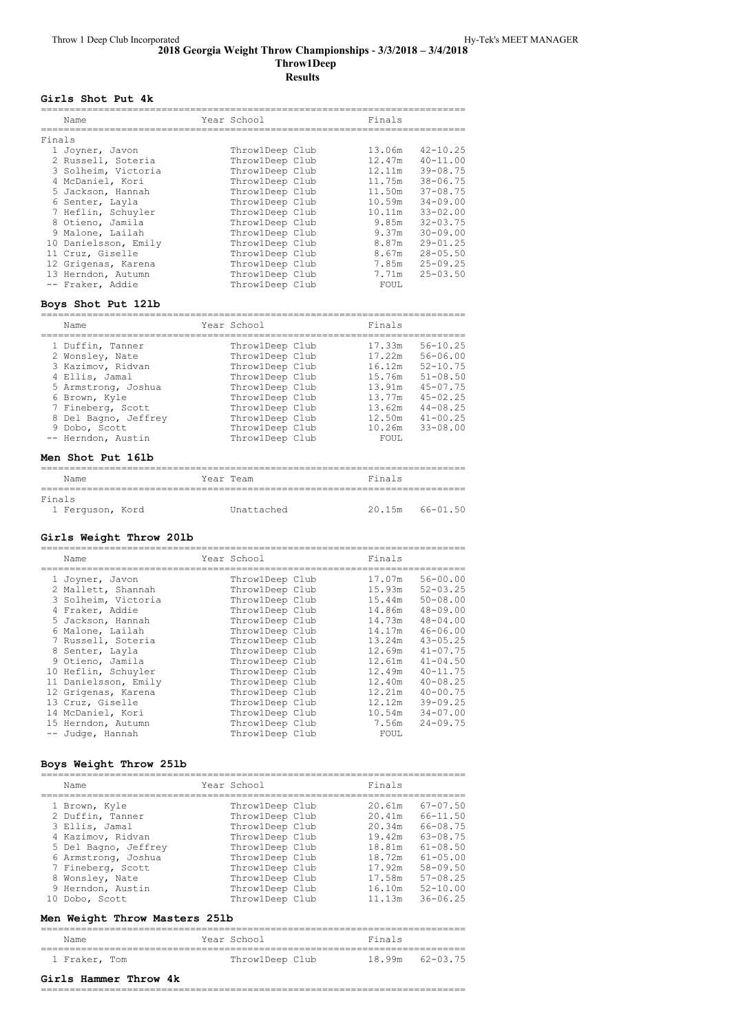# 2018 Georgia Weight Throw Championships - 3/3/2018 – 3/4/2018

**Throw1Deep**

**Results**

### Girls Shot Put 4k

| Name | Year School | Finals | |
|---|---|---|---|
| **Finals** | | | |
| 1 Joyner, Javon | Throw1Deep Club | 13.06m | 42-10.25 |
| 2 Russell, Soteria | Throw1Deep Club | 12.47m | 40-11.00 |
| 3 Solheim, Victoria | Throw1Deep Club | 12.11m | 39-08.75 |
| 4 McDaniel, Kori | Throw1Deep Club | 11.75m | 38-06.75 |
| 5 Jackson, Hannah | Throw1Deep Club | 11.50m | 37-08.75 |
| 6 Senter, Layla | Throw1Deep Club | 10.59m | 34-09.00 |
| 7 Heflin, Schuyler | Throw1Deep Club | 10.11m | 33-02.00 |
| 8 Otieno, Jamila | Throw1Deep Club | 9.85m | 32-03.75 |
| 9 Malone, Lailah | Throw1Deep Club | 9.37m | 30-09.00 |
| 10 Danielsson, Emily | Throw1Deep Club | 8.87m | 29-01.25 |
| 11 Cruz, Giselle | Throw1Deep Club | 8.67m | 28-05.50 |
| 12 Grigenas, Karena | Throw1Deep Club | 7.85m | 25-09.25 |
| 13 Herndon, Autumn | Throw1Deep Club | 7.71m | 25-03.50 |
| -- Fraker, Addie | Throw1Deep Club | FOUL | |

### Boys Shot Put 12lb

| Name | Year School | Finals | |
|---|---|---|---|
| 1 Duffin, Tanner | Throw1Deep Club | 17.33m | 56-10.25 |
| 2 Wonsley, Nate | Throw1Deep Club | 17.22m | 56-06.00 |
| 3 Kazimov, Ridvan | Throw1Deep Club | 16.12m | 52-10.75 |
| 4 Ellis, Jamal | Throw1Deep Club | 15.76m | 51-08.50 |
| 5 Armstrong, Joshua | Throw1Deep Club | 13.91m | 45-07.75 |
| 6 Brown, Kyle | Throw1Deep Club | 13.77m | 45-02.25 |
| 7 Fineberg, Scott | Throw1Deep Club | 13.62m | 44-08.25 |
| 8 Del Bagno, Jeffrey | Throw1Deep Club | 12.50m | 41-00.25 |
| 9 Dobo, Scott | Throw1Deep Club | 10.26m | 33-08.00 |
| -- Herndon, Austin | Throw1Deep Club | FOUL | |

### Men Shot Put 16lb

| Name | Year Team | Finals | |
|---|---|---|---|
| **Finals** | | | |
| 1 Ferguson, Kord | Unattached | 20.15m | 66-01.50 |

### Girls Weight Throw 20lb

| Name | Year School | Finals | |
|---|---|---|---|
| 1 Joyner, Javon | Throw1Deep Club | 17.07m | 56-00.00 |
| 2 Mallett, Shannah | Throw1Deep Club | 15.93m | 52-03.25 |
| 3 Solheim, Victoria | Throw1Deep Club | 15.44m | 50-08.00 |
| 4 Fraker, Addie | Throw1Deep Club | 14.86m | 48-09.00 |
| 5 Jackson, Hannah | Throw1Deep Club | 14.73m | 48-04.00 |
| 6 Malone, Lailah | Throw1Deep Club | 14.17m | 46-06.00 |
| 7 Russell, Soteria | Throw1Deep Club | 13.24m | 43-05.25 |
| 8 Senter, Layla | Throw1Deep Club | 12.69m | 41-07.75 |
| 9 Otieno, Jamila | Throw1Deep Club | 12.61m | 41-04.50 |
| 10 Heflin, Schuyler | Throw1Deep Club | 12.49m | 40-11.75 |
| 11 Danielsson, Emily | Throw1Deep Club | 12.40m | 40-08.25 |
| 12 Grigenas, Karena | Throw1Deep Club | 12.21m | 40-00.75 |
| 13 Cruz, Giselle | Throw1Deep Club | 12.12m | 39-09.25 |
| 14 McDaniel, Kori | Throw1Deep Club | 10.54m | 34-07.00 |
| 15 Herndon, Autumn | Throw1Deep Club | 7.56m | 24-09.75 |
| -- Judge, Hannah | Throw1Deep Club | FOUL | |

### Boys Weight Throw 25lb

| Name | Year School | Finals | |
|---|---|---|---|
| 1 Brown, Kyle | Throw1Deep Club | 20.61m | 67-07.50 |
| 2 Duffin, Tanner | Throw1Deep Club | 20.41m | 66-11.50 |
| 3 Ellis, Jamal | Throw1Deep Club | 20.34m | 66-08.75 |
| 4 Kazimov, Ridvan | Throw1Deep Club | 19.42m | 63-08.75 |
| 5 Del Bagno, Jeffrey | Throw1Deep Club | 18.81m | 61-08.50 |
| 6 Armstrong, Joshua | Throw1Deep Club | 18.72m | 61-05.00 |
| 7 Fineberg, Scott | Throw1Deep Club | 17.92m | 58-09.50 |
| 8 Wonsley, Nate | Throw1Deep Club | 17.58m | 57-08.25 |
| 9 Herndon, Austin | Throw1Deep Club | 16.10m | 52-10.00 |
| 10 Dobo, Scott | Throw1Deep Club | 11.13m | 36-06.25 |

### Men Weight Throw Masters 25lb

| Name | Year School | Finals | |
|---|---|---|---|
| 1 Fraker, Tom | Throw1Deep Club | 18.99m | 62-03.75 |

### Girls Hammer Throw 4k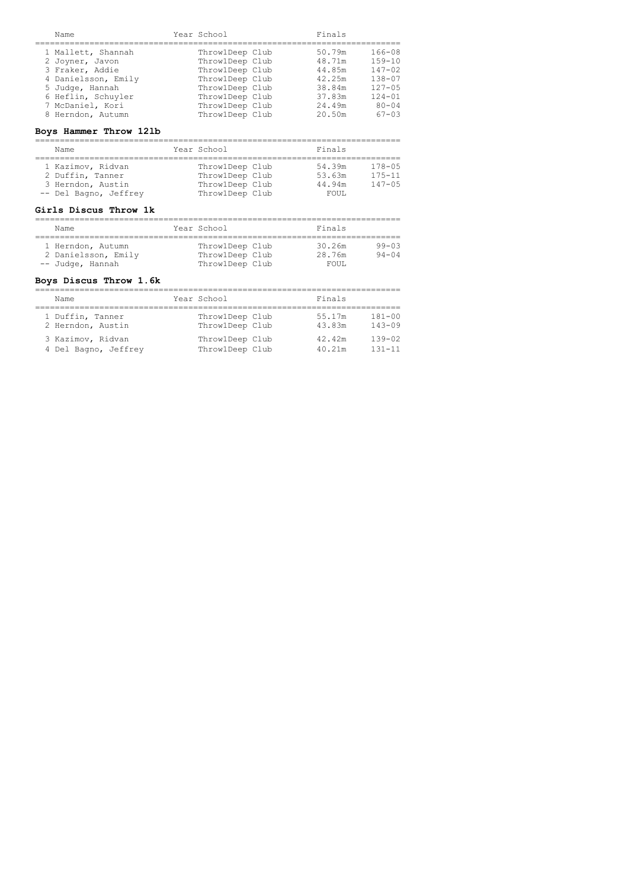| Name | Year School | Finals | |
|---|---|---|---|
| 1 Mallett, Shannah | Throw1Deep Club | 50.79m | 166-08 |
| 2 Joyner, Javon | Throw1Deep Club | 48.71m | 159-10 |
| 3 Fraker, Addie | Throw1Deep Club | 44.85m | 147-02 |
| 4 Danielsson, Emily | Throw1Deep Club | 42.25m | 138-07 |
| 5 Judge, Hannah | Throw1Deep Club | 38.84m | 127-05 |
| 6 Heflin, Schuyler | Throw1Deep Club | 37.83m | 124-01 |
| 7 McDaniel, Kori | Throw1Deep Club | 24.49m | 80-04 |
| 8 Herndon, Autumn | Throw1Deep Club | 20.50m | 67-03 |

**Boys Hammer Throw 12lb**

| Name | Year School | Finals | |
|---|---|---|---|
| 1 Kazimov, Ridvan | Throw1Deep Club | 54.39m | 178-05 |
| 2 Duffin, Tanner | Throw1Deep Club | 53.63m | 175-11 |
| 3 Herndon, Austin | Throw1Deep Club | 44.94m | 147-05 |
| -- Del Bagno, Jeffrey | Throw1Deep Club | FOUL | |

**Girls Discus Throw 1k**

| Name | Year School | Finals | |
|---|---|---|---|
| 1 Herndon, Autumn | Throw1Deep Club | 30.26m | 99-03 |
| 2 Danielsson, Emily | Throw1Deep Club | 28.76m | 94-04 |
| -- Judge, Hannah | Throw1Deep Club | FOUL | |

**Boys Discus Throw 1.6k**

| Name | Year School | Finals | |
|---|---|---|---|
| 1 Duffin, Tanner | Throw1Deep Club | 55.17m | 181-00 |
| 2 Herndon, Austin | Throw1Deep Club | 43.83m | 143-09 |
| 3 Kazimov, Ridvan | Throw1Deep Club | 42.42m | 139-02 |
| 4 Del Bagno, Jeffrey | Throw1Deep Club | 40.21m | 131-11 |